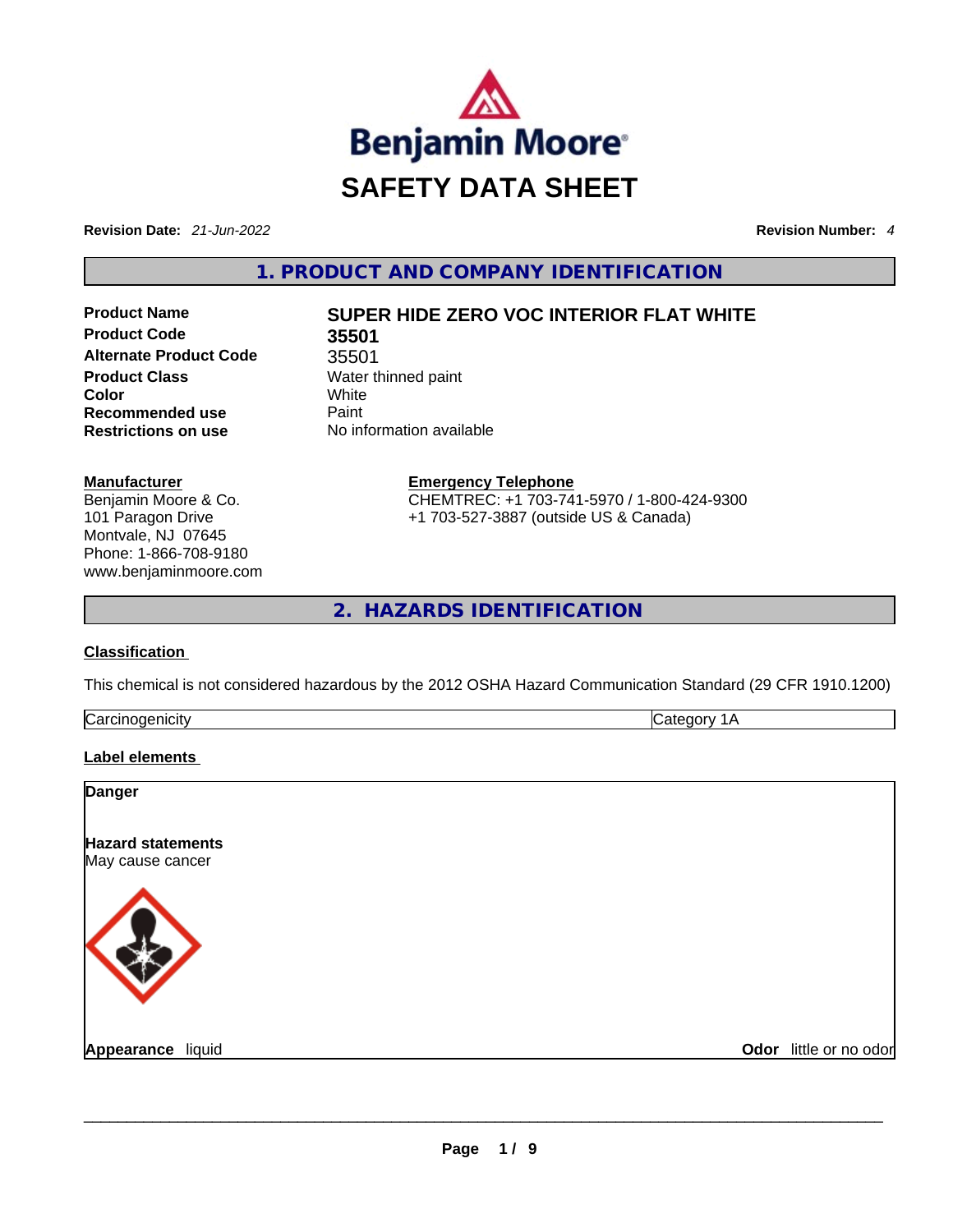# SAFETY DATA SHEET

**Revision Date:** *21-Jun-2022* **Revision Number:** *4*

## 1. PRODUCT AND COMPANY IDENTIFICATION

| | |
|---|---|
| **Product Name** | **SUPER HIDE ZERO VOC INTERIOR FLAT WHITE** |
| **Product Code** | **35501** |
| **Alternate Product Code** | 35501 |
| **Product Class** | Water thinned paint |
| **Color** | White |
| **Recommended use** | Paint |
| **Restrictions on use** | No information available |

**Manufacturer**
Benjamin Moore & Co.
101 Paragon Drive
Montvale, NJ 07645
Phone: 1-866-708-9180
www.benjaminmoore.com

**Emergency Telephone**
CHEMTREC: +1 703-741-5970 / 1-800-424-9300
+1 703-527-3887 (outside US & Canada)

## 2. HAZARDS IDENTIFICATION

**Classification**

This chemical is not considered hazardous by the 2012 OSHA Hazard Communication Standard (29 CFR 1910.1200)

| | |
|---|---|
| Carcinogenicity | Category 1A |

**Label elements**

**Danger**

**Hazard statements**
May cause cancer

**Appearance** liquid **Odor** little or no odor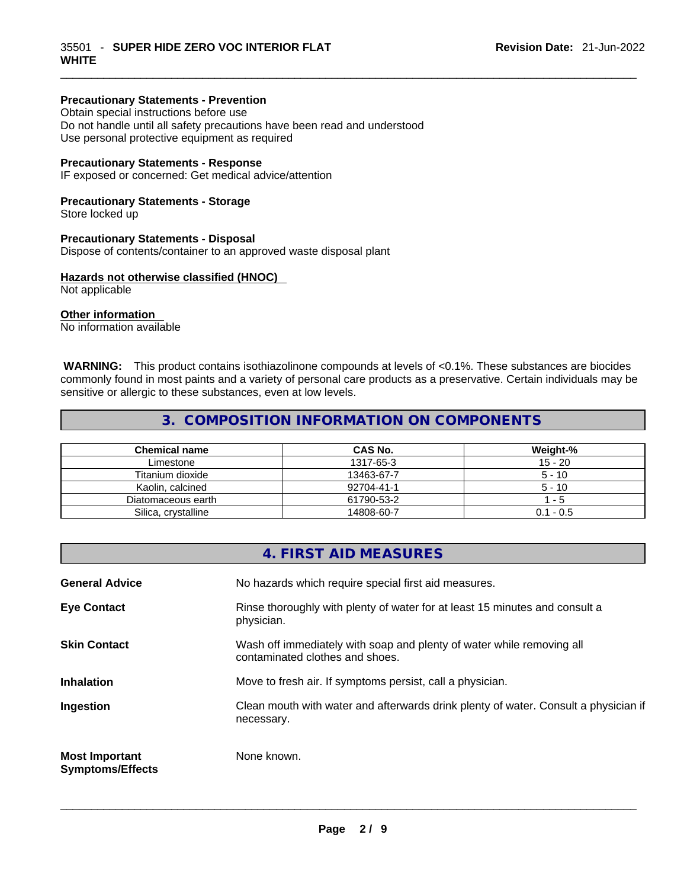**Precautionary Statements - Prevention**
Obtain special instructions before use
Do not handle until all safety precautions have been read and understood
Use personal protective equipment as required

**Precautionary Statements - Response**
IF exposed or concerned: Get medical advice/attention

**Precautionary Statements - Storage**
Store locked up

**Precautionary Statements - Disposal**
Dispose of contents/container to an approved waste disposal plant

**Hazards not otherwise classified (HNOC)**
Not applicable

**Other information**
No information available

**WARNING:** This product contains isothiazolinone compounds at levels of <0.1%. These substances are biocides commonly found in most paints and a variety of personal care products as a preservative. Certain individuals may be sensitive or allergic to these substances, even at low levels.

## 3. COMPOSITION INFORMATION ON COMPONENTS

| Chemical name | CAS No. | Weight-% |
|---|---|---|
| Limestone | 1317-65-3 | 15 - 20 |
| Titanium dioxide | 13463-67-7 | 5 - 10 |
| Kaolin, calcined | 92704-41-1 | 5 - 10 |
| Diatomaceous earth | 61790-53-2 | 1 - 5 |
| Silica, crystalline | 14808-60-7 | 0.1 - 0.5 |

## 4. FIRST AID MEASURES

**General Advice** No hazards which require special first aid measures.

**Eye Contact** Rinse thoroughly with plenty of water for at least 15 minutes and consult a physician.

**Skin Contact** Wash off immediately with soap and plenty of water while removing all contaminated clothes and shoes.

**Inhalation** Move to fresh air. If symptoms persist, call a physician.

**Ingestion** Clean mouth with water and afterwards drink plenty of water. Consult a physician if necessary.

**Most Important Symptoms/Effects** None known.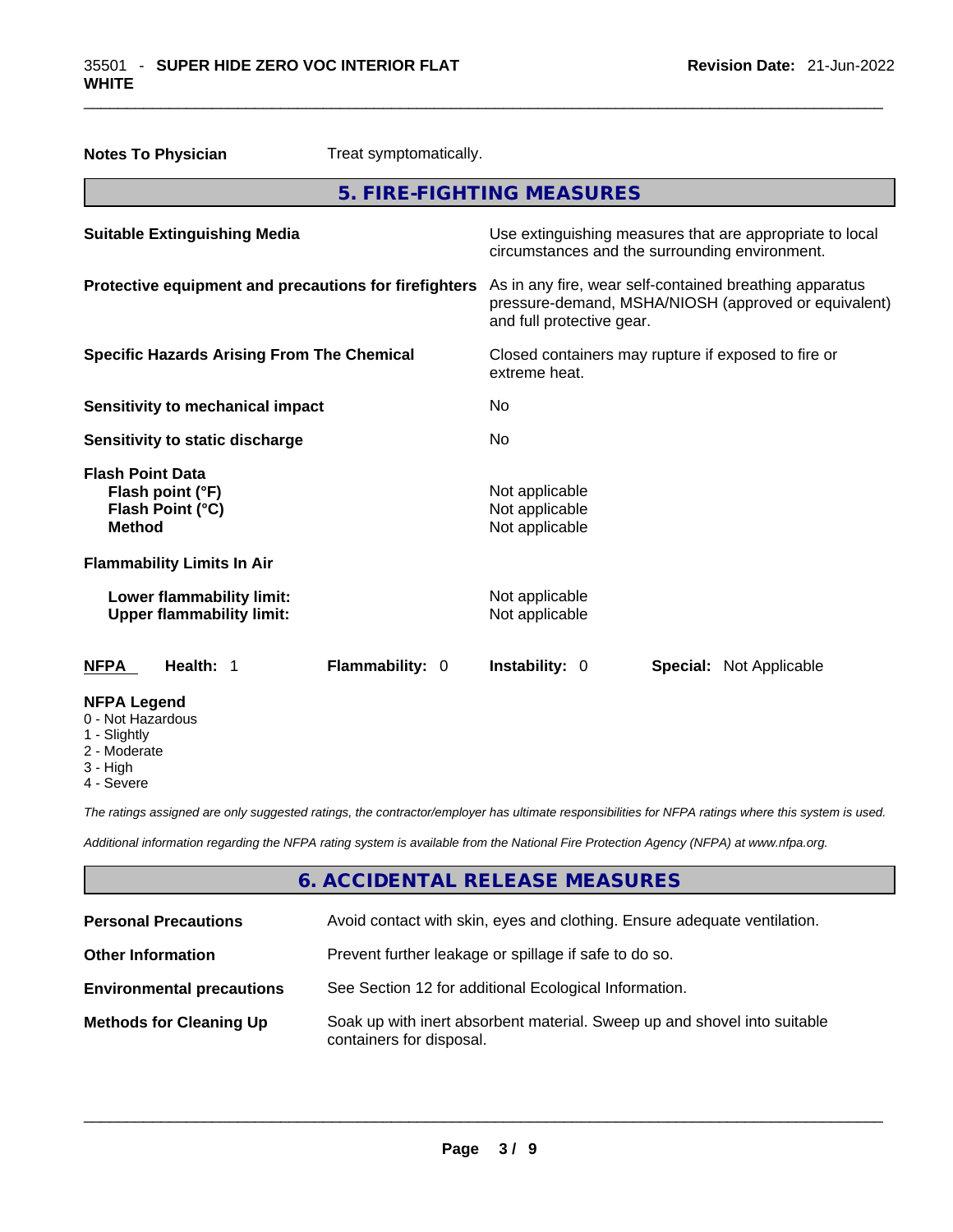**Notes To Physician** Treat symptomatically.

## 5. FIRE-FIGHTING MEASURES

| | |
|---|---|
| **Suitable Extinguishing Media** | Use extinguishing measures that are appropriate to local circumstances and the surrounding environment. |
| **Protective equipment and precautions for firefighters** | As in any fire, wear self-contained breathing apparatus pressure-demand, MSHA/NIOSH (approved or equivalent) and full protective gear. |
| **Specific Hazards Arising From The Chemical** | Closed containers may rupture if exposed to fire or extreme heat. |
| **Sensitivity to mechanical impact** | No |
| **Sensitivity to static discharge** | No |

**Flash Point Data**

| | |
|---|---|
| **Flash point (°F)** | Not applicable |
| **Flash Point (°C)** | Not applicable |
| **Method** | Not applicable |

**Flammability Limits In Air**

| | |
|---|---|
| **Lower flammability limit:** | Not applicable |
| **Upper flammability limit:** | Not applicable |

**NFPA** **Health:** 1 **Flammability:** 0 **Instability:** 0 **Special:** Not Applicable

**NFPA Legend**

- 0 - Not Hazardous
- 1 - Slightly
- 2 - Moderate
- 3 - High
- 4 - Severe

*The ratings assigned are only suggested ratings, the contractor/employer has ultimate responsibilities for NFPA ratings where this system is used.*

*Additional information regarding the NFPA rating system is available from the National Fire Protection Agency (NFPA) at www.nfpa.org.*

## 6. ACCIDENTAL RELEASE MEASURES

| | |
|---|---|
| **Personal Precautions** | Avoid contact with skin, eyes and clothing. Ensure adequate ventilation. |
| **Other Information** | Prevent further leakage or spillage if safe to do so. |
| **Environmental precautions** | See Section 12 for additional Ecological Information. |
| **Methods for Cleaning Up** | Soak up with inert absorbent material. Sweep up and shovel into suitable containers for disposal. |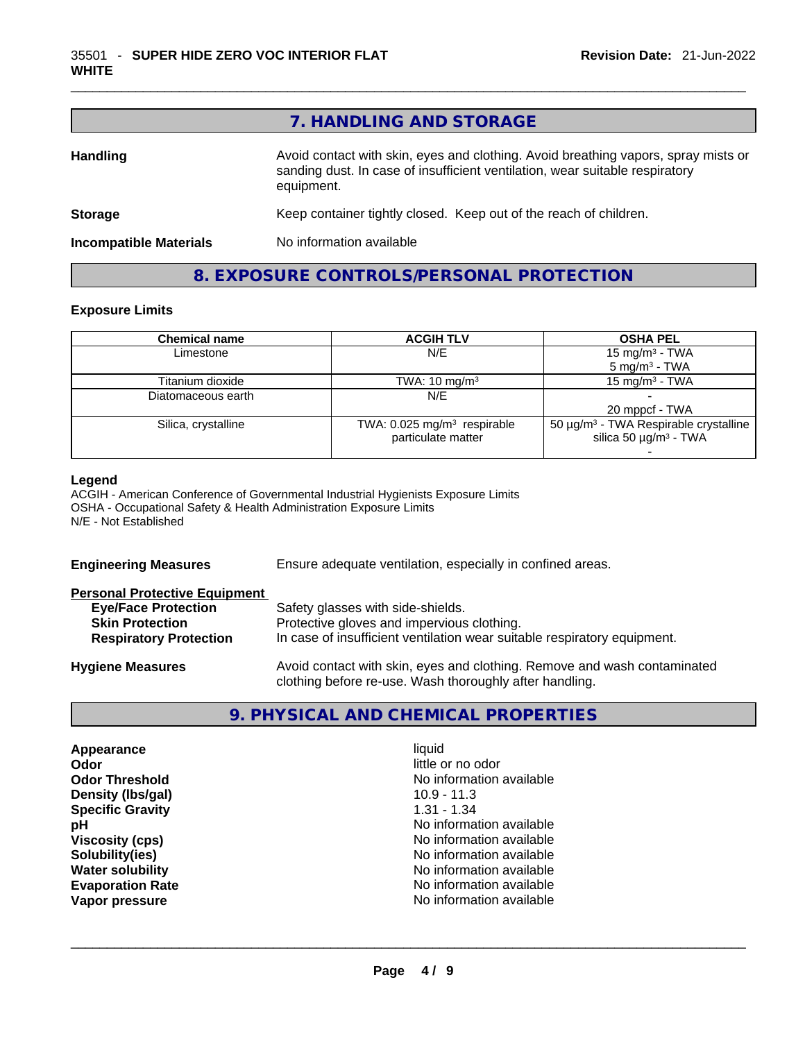## 7. HANDLING AND STORAGE

**Handling** Avoid contact with skin, eyes and clothing. Avoid breathing vapors, spray mists or sanding dust. In case of insufficient ventilation, wear suitable respiratory equipment.

**Storage** Keep container tightly closed. Keep out of the reach of children.

**Incompatible Materials** No information available

## 8. EXPOSURE CONTROLS/PERSONAL PROTECTION

### Exposure Limits

| Chemical name | ACGIH TLV | OSHA PEL |
|---|---|---|
| Limestone | N/E | 15 mg/m$^3$ - TWA<br>5 mg/m$^3$ - TWA |
| Titanium dioxide | TWA: 10 mg/m$^3$ | 15 mg/m$^3$ - TWA |
| Diatomaceous earth | N/E | -<br>20 mppcf - TWA |
| Silica, crystalline | TWA: 0.025 mg/m$^3$ respirable particulate matter | 50 µg/m$^3$ - TWA Respirable crystalline silica 50 µg/m$^3$ - TWA<br>- |

**Legend**
ACGIH - American Conference of Governmental Industrial Hygienists Exposure Limits
OSHA - Occupational Safety & Health Administration Exposure Limits
N/E - Not Established

**Engineering Measures** Ensure adequate ventilation, especially in confined areas.

**Personal Protective Equipment**

**Eye/Face Protection** Safety glasses with side-shields.
**Skin Protection** Protective gloves and impervious clothing.
**Respiratory Protection** In case of insufficient ventilation wear suitable respiratory equipment.

**Hygiene Measures** Avoid contact with skin, eyes and clothing. Remove and wash contaminated clothing before re-use. Wash thoroughly after handling.

## 9. PHYSICAL AND CHEMICAL PROPERTIES

**Appearance** liquid
**Odor** little or no odor
**Odor Threshold** No information available
**Density (lbs/gal)** 10.9 - 11.3
**Specific Gravity** 1.31 - 1.34
**pH** No information available
**Viscosity (cps)** No information available
**Solubility(ies)** No information available
**Water solubility** No information available
**Evaporation Rate** No information available
**Vapor pressure** No information available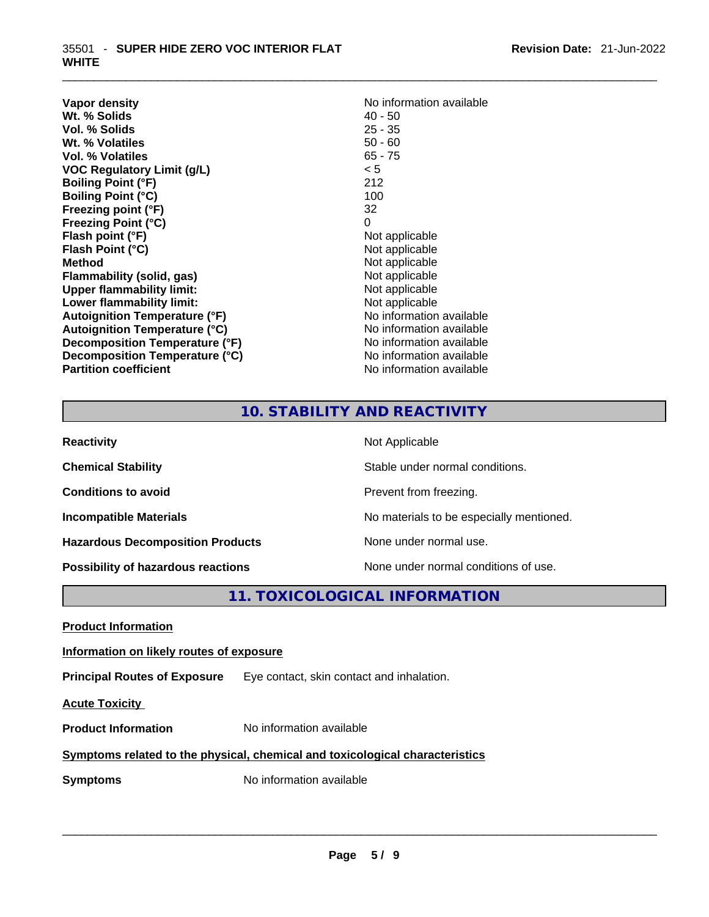| | |
|---|---|
| **Vapor density** | No information available |
| **Wt. % Solids** | 40 - 50 |
| **Vol. % Solids** | 25 - 35 |
| **Wt. % Volatiles** | 50 - 60 |
| **Vol. % Volatiles** | 65 - 75 |
| **VOC Regulatory Limit (g/L)** | < 5 |
| **Boiling Point (°F)** | 212 |
| **Boiling Point (°C)** | 100 |
| **Freezing point (°F)** | 32 |
| **Freezing Point (°C)** | 0 |
| **Flash point (°F)** | Not applicable |
| **Flash Point (°C)** | Not applicable |
| **Method** | Not applicable |
| **Flammability (solid, gas)** | Not applicable |
| **Upper flammability limit:** | Not applicable |
| **Lower flammability limit:** | Not applicable |
| **Autoignition Temperature (°F)** | No information available |
| **Autoignition Temperature (°C)** | No information available |
| **Decomposition Temperature (°F)** | No information available |
| **Decomposition Temperature (°C)** | No information available |
| **Partition coefficient** | No information available |

## 10. STABILITY AND REACTIVITY

| | |
|---|---|
| **Reactivity** | Not Applicable |
| **Chemical Stability** | Stable under normal conditions. |
| **Conditions to avoid** | Prevent from freezing. |
| **Incompatible Materials** | No materials to be especially mentioned. |
| **Hazardous Decomposition Products** | None under normal use. |
| **Possibility of hazardous reactions** | None under normal conditions of use. |

## 11. TOXICOLOGICAL INFORMATION

**Product Information**

**Information on likely routes of exposure**

**Principal Routes of Exposure** Eye contact, skin contact and inhalation.

**Acute Toxicity**

**Product Information** No information available

**Symptoms related to the physical, chemical and toxicological characteristics**

**Symptoms** No information available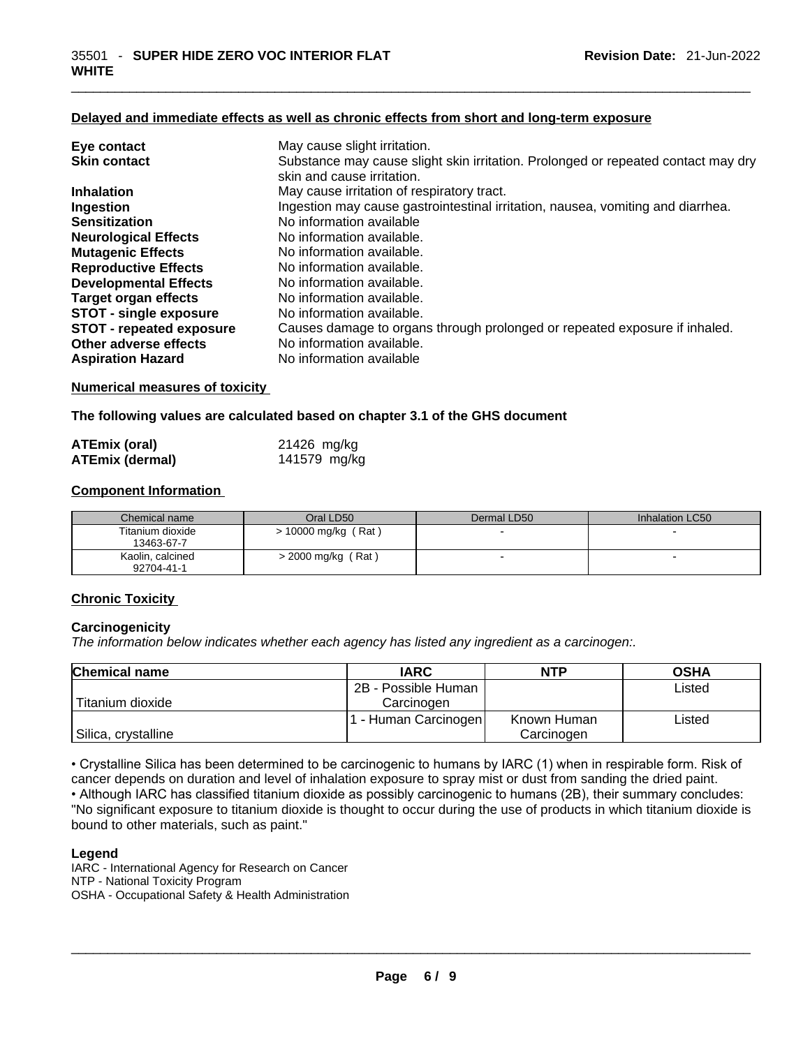**Delayed and immediate effects as well as chronic effects from short and long-term exposure**

| | |
|---|---|
| **Eye contact** | May cause slight irritation. |
| **Skin contact** | Substance may cause slight skin irritation. Prolonged or repeated contact may dry skin and cause irritation. |
| **Inhalation** | May cause irritation of respiratory tract. |
| **Ingestion** | Ingestion may cause gastrointestinal irritation, nausea, vomiting and diarrhea. |
| **Sensitization** | No information available |
| **Neurological Effects** | No information available. |
| **Mutagenic Effects** | No information available. |
| **Reproductive Effects** | No information available. |
| **Developmental Effects** | No information available. |
| **Target organ effects** | No information available. |
| **STOT - single exposure** | No information available. |
| **STOT - repeated exposure** | Causes damage to organs through prolonged or repeated exposure if inhaled. |
| **Other adverse effects** | No information available. |
| **Aspiration Hazard** | No information available |

**Numerical measures of toxicity**

**The following values are calculated based on chapter 3.1 of the GHS document**

| | |
|---|---|
| **ATEmix (oral)** | 21426 mg/kg |
| **ATEmix (dermal)** | 141579 mg/kg |

**Component Information**

| Chemical name | Oral LD50 | Dermal LD50 | Inhalation LC50 |
|---|---|---|---|
| Titanium dioxide 13463-67-7 | > 10000 mg/kg ( Rat ) | - | - |
| Kaolin, calcined 92704-41-1 | > 2000 mg/kg ( Rat ) | - | - |

**Chronic Toxicity**

**Carcinogenicity**

*The information below indicates whether each agency has listed any ingredient as a carcinogen:.*

| Chemical name | IARC | NTP | OSHA |
|---|---|---|---|
| Titanium dioxide | 2B - Possible Human Carcinogen | | Listed |
| Silica, crystalline | 1 - Human Carcinogen | Known Human Carcinogen | Listed |

• Crystalline Silica has been determined to be carcinogenic to humans by IARC (1) when in respirable form. Risk of cancer depends on duration and level of inhalation exposure to spray mist or dust from sanding the dried paint.
• Although IARC has classified titanium dioxide as possibly carcinogenic to humans (2B), their summary concludes: "No significant exposure to titanium dioxide is thought to occur during the use of products in which titanium dioxide is bound to other materials, such as paint."

**Legend**

IARC - International Agency for Research on Cancer
NTP - National Toxicity Program
OSHA - Occupational Safety & Health Administration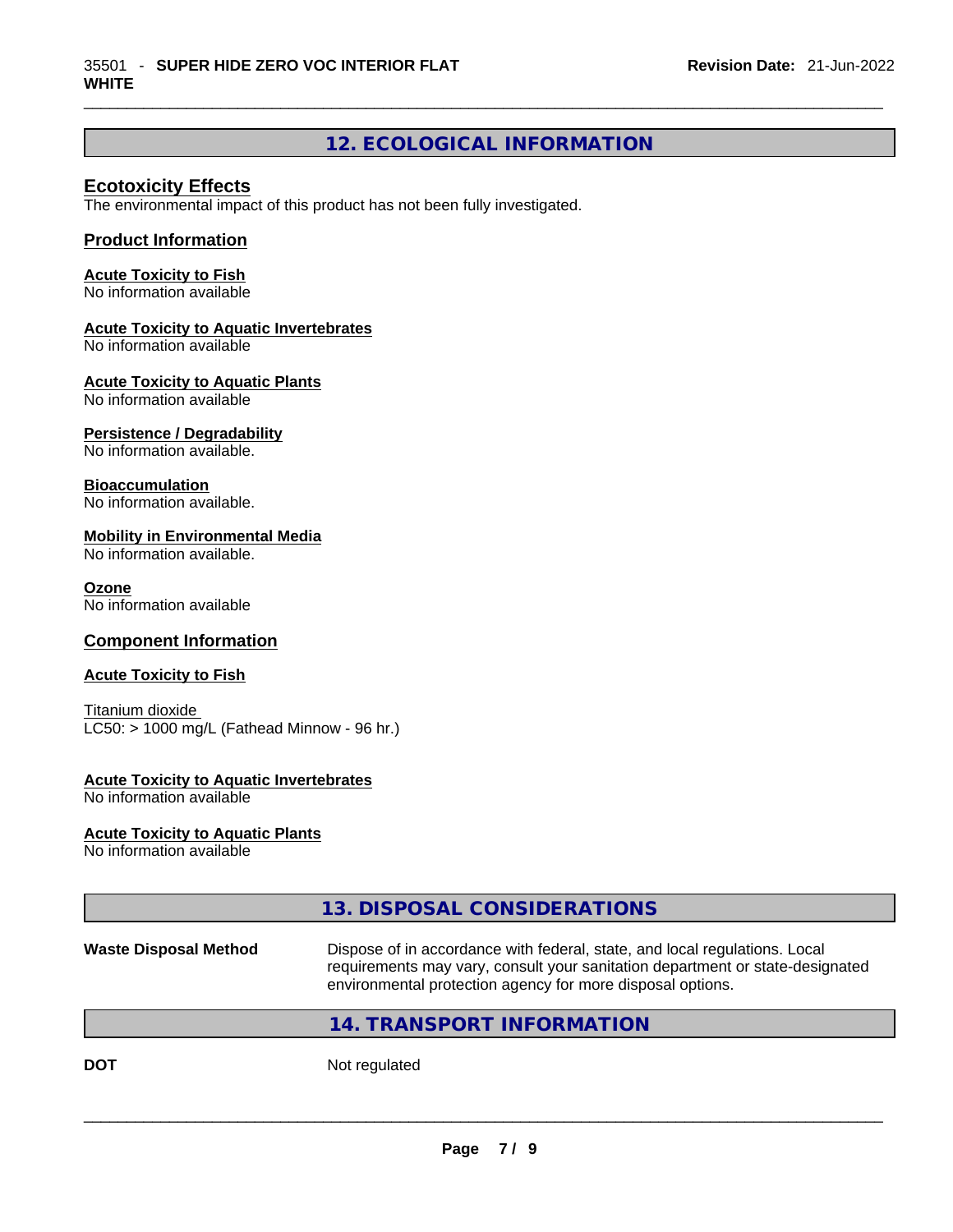## 12. ECOLOGICAL INFORMATION

### Ecotoxicity Effects

The environmental impact of this product has not been fully investigated.

### Product Information

**Acute Toxicity to Fish**
No information available

**Acute Toxicity to Aquatic Invertebrates**
No information available

**Acute Toxicity to Aquatic Plants**
No information available

**Persistence / Degradability**
No information available.

**Bioaccumulation**
No information available.

**Mobility in Environmental Media**
No information available.

**Ozone**
No information available

### Component Information

**Acute Toxicity to Fish**

Titanium dioxide
LC50: > 1000 mg/L (Fathead Minnow - 96 hr.)

**Acute Toxicity to Aquatic Invertebrates**
No information available

**Acute Toxicity to Aquatic Plants**
No information available

## 13. DISPOSAL CONSIDERATIONS

**Waste Disposal Method** Dispose of in accordance with federal, state, and local regulations. Local requirements may vary, consult your sanitation department or state-designated environmental protection agency for more disposal options.

## 14. TRANSPORT INFORMATION

**DOT** Not regulated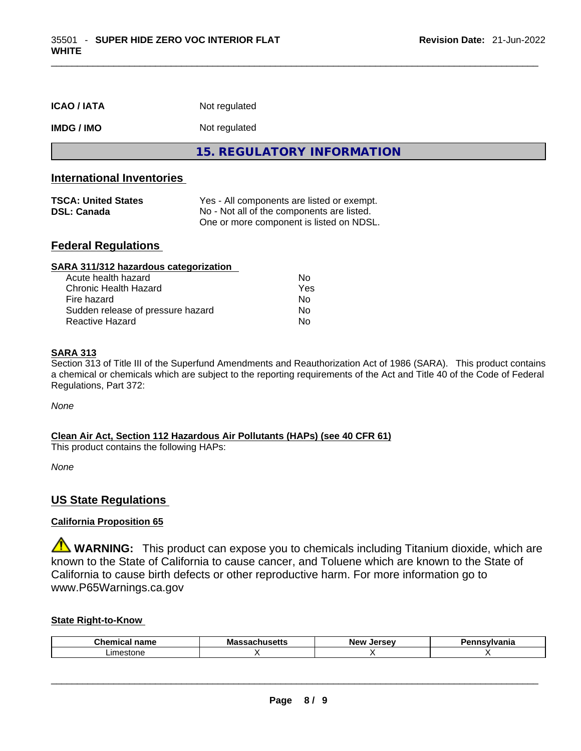| | |
|---|---|
| **ICAO / IATA** | Not regulated |
| **IMDG / IMO** | Not regulated |

## 15. REGULATORY INFORMATION

### International Inventories

| | |
|---|---|
| **TSCA: United States** | Yes - All components are listed or exempt. |
| **DSL: Canada** | No - Not all of the components are listed. One or more component is listed on NDSL. |

### Federal Regulations

**SARA 311/312 hazardous categorization**

| | |
|---|---|
| Acute health hazard | No |
| Chronic Health Hazard | Yes |
| Fire hazard | No |
| Sudden release of pressure hazard | No |
| Reactive Hazard | No |

**SARA 313**

Section 313 of Title III of the Superfund Amendments and Reauthorization Act of 1986 (SARA). This product contains a chemical or chemicals which are subject to the reporting requirements of the Act and Title 40 of the Code of Federal Regulations, Part 372:

*None*

**Clean Air Act, Section 112 Hazardous Air Pollutants (HAPs) (see 40 CFR 61)**

This product contains the following HAPs:

*None*

### US State Regulations

**California Proposition 65**

⚠ **WARNING:** This product can expose you to chemicals including Titanium dioxide, which are known to the State of California to cause cancer, and Toluene which are known to the State of California to cause birth defects or other reproductive harm. For more information go to www.P65Warnings.ca.gov

**State Right-to-Know**

| Chemical name | Massachusetts | New Jersey | Pennsylvania |
|---|---|---|---|
| Limestone | X | X | X |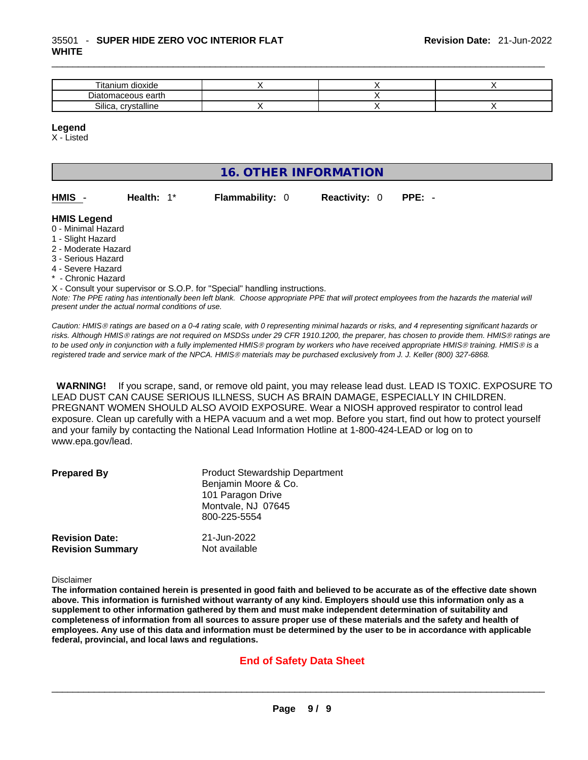| | | | |
|---|---|---|---|
| Titanium dioxide | X | X | X |
| Diatomaceous earth | | X | |
| Silica, crystalline | X | X | X |

**Legend**
X - Listed

## 16. OTHER INFORMATION

**HMIS** - **Health:** 1* **Flammability:** 0 **Reactivity:** 0 **PPE:** -

**HMIS Legend**
0 - Minimal Hazard
1 - Slight Hazard
2 - Moderate Hazard
3 - Serious Hazard
4 - Severe Hazard
* - Chronic Hazard
X - Consult your supervisor or S.O.P. for "Special" handling instructions.

*Note: The PPE rating has intentionally been left blank. Choose appropriate PPE that will protect employees from the hazards the material will present under the actual normal conditions of use.*

*Caution: HMIS® ratings are based on a 0-4 rating scale, with 0 representing minimal hazards or risks, and 4 representing significant hazards or risks. Although HMIS® ratings are not required on MSDSs under 29 CFR 1910.1200, the preparer, has chosen to provide them. HMIS® ratings are to be used only in conjunction with a fully implemented HMIS® program by workers who have received appropriate HMIS® training. HMIS® is a registered trade and service mark of the NPCA. HMIS® materials may be purchased exclusively from J. J. Keller (800) 327-6868.*

**WARNING!** If you scrape, sand, or remove old paint, you may release lead dust. LEAD IS TOXIC. EXPOSURE TO LEAD DUST CAN CAUSE SERIOUS ILLNESS, SUCH AS BRAIN DAMAGE, ESPECIALLY IN CHILDREN. PREGNANT WOMEN SHOULD ALSO AVOID EXPOSURE. Wear a NIOSH approved respirator to control lead exposure. Clean up carefully with a HEPA vacuum and a wet mop. Before you start, find out how to protect yourself and your family by contacting the National Lead Information Hotline at 1-800-424-LEAD or log on to www.epa.gov/lead.

**Prepared By**
Product Stewardship Department
Benjamin Moore & Co.
101 Paragon Drive
Montvale, NJ 07645
800-225-5554

**Revision Date:** 21-Jun-2022
**Revision Summary** Not available

Disclaimer
**The information contained herein is presented in good faith and believed to be accurate as of the effective date shown above. This information is furnished without warranty of any kind. Employers should use this information only as a supplement to other information gathered by them and must make independent determination of suitability and completeness of information from all sources to assure proper use of these materials and the safety and health of employees. Any use of this data and information must be determined by the user to be in accordance with applicable federal, provincial, and local laws and regulations.**

**End of Safety Data Sheet**